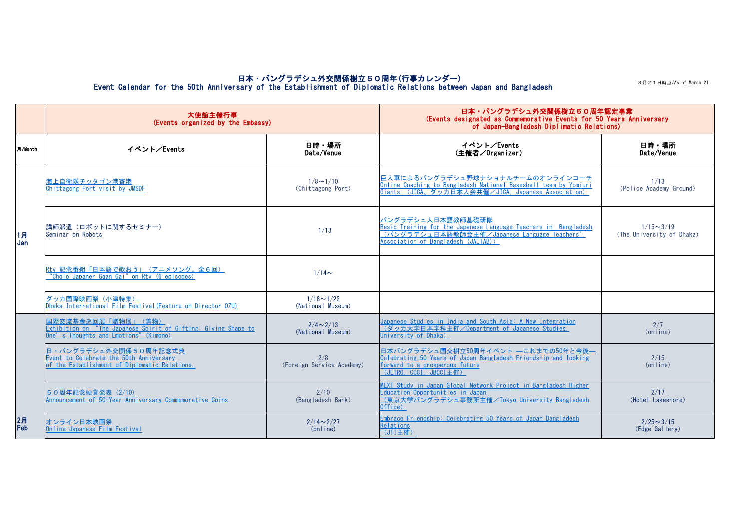# 日本・バングラデシュ外交関係樹立５０周年(行事カレンダー)
# Event Calendar for the 50th Anniversary of the Establishment of Diplomatic Relations between Japan and Bangladesh

３月２１日時点/As of March 21

| | 大使館主催行事 (Events organized by the Embassy) | | 日本・バングラデシュ外交関係樹立５０周年認定事業 (Events designated as Commemorative Events for 50 Years Anniversary of Japan-Bangladesh Diplimatic Relations) | |
|---|---|---|---|---|
| 月/Month | イベント／Events | 日時・場所 Date/Venue | イベント／Events (主催者／Organizer) | 日時・場所 Date/Venue |
| 1月 Jan | 海上自衛隊チッタゴン港寄港 Chittagong Port visit by JMSDF | 1/8～1/10 (Chittagong Port) | 巨人軍によるバングラデシュ野球ナショナルチームのオンラインコーチ Online Coaching to Bangladesh National Basesball team by Yomiuri Giants （JICA、ダッカ日本人会共催／JICA, Japanese Association） | 1/13 (Police Academy Ground) |
| | 講師派遣（ロボットに関するセミナー） Seminar on Robots | 1/13 | バングラデシュ人日本語教師基礎研修 Basic Training for the Japanese Language Teachers in Bangladesh （バングラデシュ日本語教師会主催／Japanese Language Teachers' Association of Bangladesh (JALTAB)） | 1/15～3/19 (The University of Dhaka) |
| | Rtv 記念番組「日本語で歌おう」（アニメソング。全６回） "Cholo Japaner Gaan Gai" on Rtv (6 episodes) | 1/14～ | | |
| | ダッカ国際映画祭（小津特集） Dhaka International Film Festival(Feature on Director OZU) | 1/18～1/22 (National Museum) | | |
| 2月 Feb | 国際交流基金巡回展「贈物展」（着物） Exhibition on "The Japanese Spirit of Gifting: Giving Shape to One's Thoughts and Emotions" (Kimono) | 2/4～2/13 (National Museum) | Japanese Studies in India and South Asia: A New Integration （ダッカ大学日本学科主催／Department of Japanese Studies, University of Dhaka) | 2/7 (online) |
| | 日・バングラデシュ外交関係５０周年記念式典 Event to Celebrate the 50th Anniversary of the Establishment of Diplomatic Relations. | 2/8 (Foreign Service Academy) | 日本バングラデシュ国交樹立50周年イベント ―これまでの50年と今後― Celebrating 50 Years of Japan Bangladesh Friendship and looking forward to a prosperous future （JETRO, CCCI, JBCCI主催） | 2/15 (online) |
| | ５０周年記念硬貨発表（2/10） Announcement of 50-Year-Anniversary Commemorative Coins | 2/10 (Bangladesh Bank) | MEXT Study in Japan Global Network Project in Bangladesh Higher Education Opportunities in Japan （東京大学バングラデシュ事務所主催／Tokyo University Bangladesh Office） | 2/17 (Hotel Lakeshore) |
| | オンライン日本映画祭 Online Japanese Film Festival | 2/14～2/27 (online) | Embrace Friendship: Celebrating 50 Years of Japan Bangladesh Relations （JTI主催） | 2/25～3/15 (Edge Gallery) |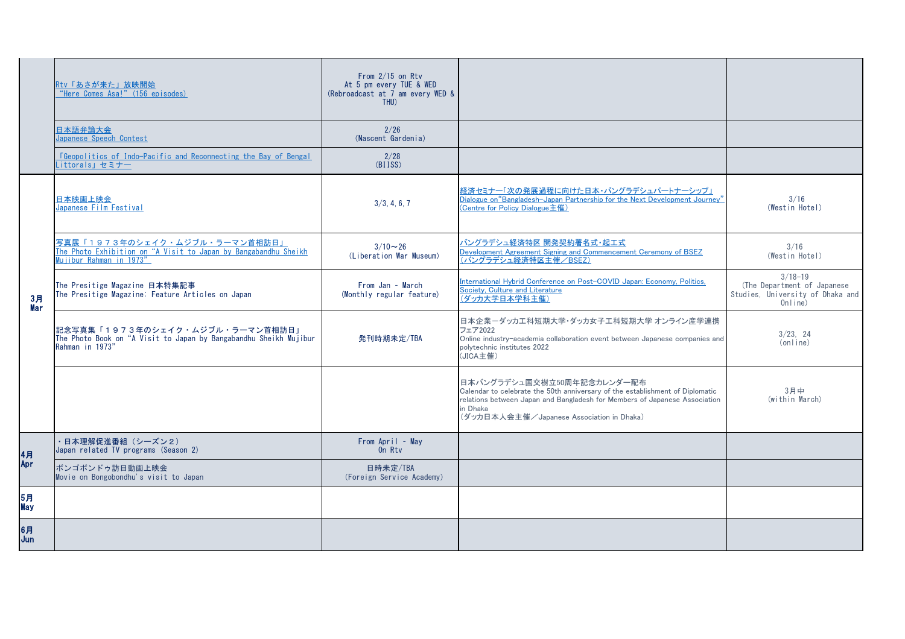| | | | | |
|---|---|---|---|---|
| | Rtv「あさが来た」放映開始<br>"Here Comes Asa!" (156 episodes) | From 2/15 on Rtv<br>At 5 pm every TUE & WED<br>(Rebroadcast at 7 am every WED & THU) | | |
| | 日本語弁論大会<br>Japanese Speech Contest | 2/26<br>(Nascent Gardenia) | | |
| | 「Geopolitics of Indo-Pacific and Reconnecting the Bay of Bengal Littorals」セミナー | 2/28<br>(BIISS) | | |
| 3月<br>Mar | 日本映画上映会<br>Japanese Film Festival | 3/3,4,6,7 | 経済セミナー「次の発展過程に向けた日本・バングラデシュパートナーシップ」<br>Dialogue on"Bangladesh-Japan Partnership for the Next Development Journey"<br>(Centre for Policy Dialogue主催) | 3/16<br>(Westin Hotel) |
| | 写真展「１９７３年のシェイク・ムジブル・ラーマン首相訪日」<br>The Photo Exhibition on "A Visit to Japan by Bangabandhu Sheikh Mujibur Rahman in 1973" | 3/10～26<br>(Liberation War Museum) | バングラデシュ経済特区 開発契約署名式・起工式<br>Development Agreement Signing and Commencement Ceremony of BSEZ<br>(バングラデシュ経済特区主催／BSEZ) | 3/16<br>(Westin Hotel) |
| | The Presitige Magazine 日本特集記事<br>The Presitige Magazine: Feature Articles on Japan | From Jan - March<br>(Monthly regular feature) | International Hybrid Conference on Post-COVID Japan: Economy, Politics, Society, Culture and Literature<br>(ダッカ大学日本学科主催) | 3/18-19<br>(The Department of Japanese Studies, University of Dhaka and Online) |
| | 記念写真集「１９７３年のシェイク・ムジブル・ラーマン首相訪日」<br>The Photo Book on "A Visit to Japan by Bangabandhu Sheikh Mujibur Rahman in 1973" | 発刊時期未定/TBA | 日本企業ーダッカ工科短期大学・ダッカ女子工科短期大学 オンライン産学連携フェア2022<br>Online industry-academia collaboration event between Japanese companies and polytechnic institutes 2022<br>(JICA主催) | 3/23, 24<br>(online) |
| | | | 日本バングラデシュ国交樹立50周年記念カレンダー配布<br>Calendar to celebrate the 50th anniversary of the establishment of Diplomatic relations between Japan and Bangladesh for Members of Japanese Association in Dhaka<br>(ダッカ日本人会主催／Japanese Association in Dhaka) | 3月中<br>(within March) |
| 4月<br>Apr | ・日本理解促進番組（シーズン２）<br>Japan related TV programs (Season 2) | From April - May<br>On Rtv | | |
| | ボンゴボンドゥ訪日動画上映会<br>Movie on Bongobondhu's visit to Japan | 日時未定/TBA<br>(Foreign Service Academy) | | |
| 5月<br>May | | | | |
| 6月<br>Jun | | | | |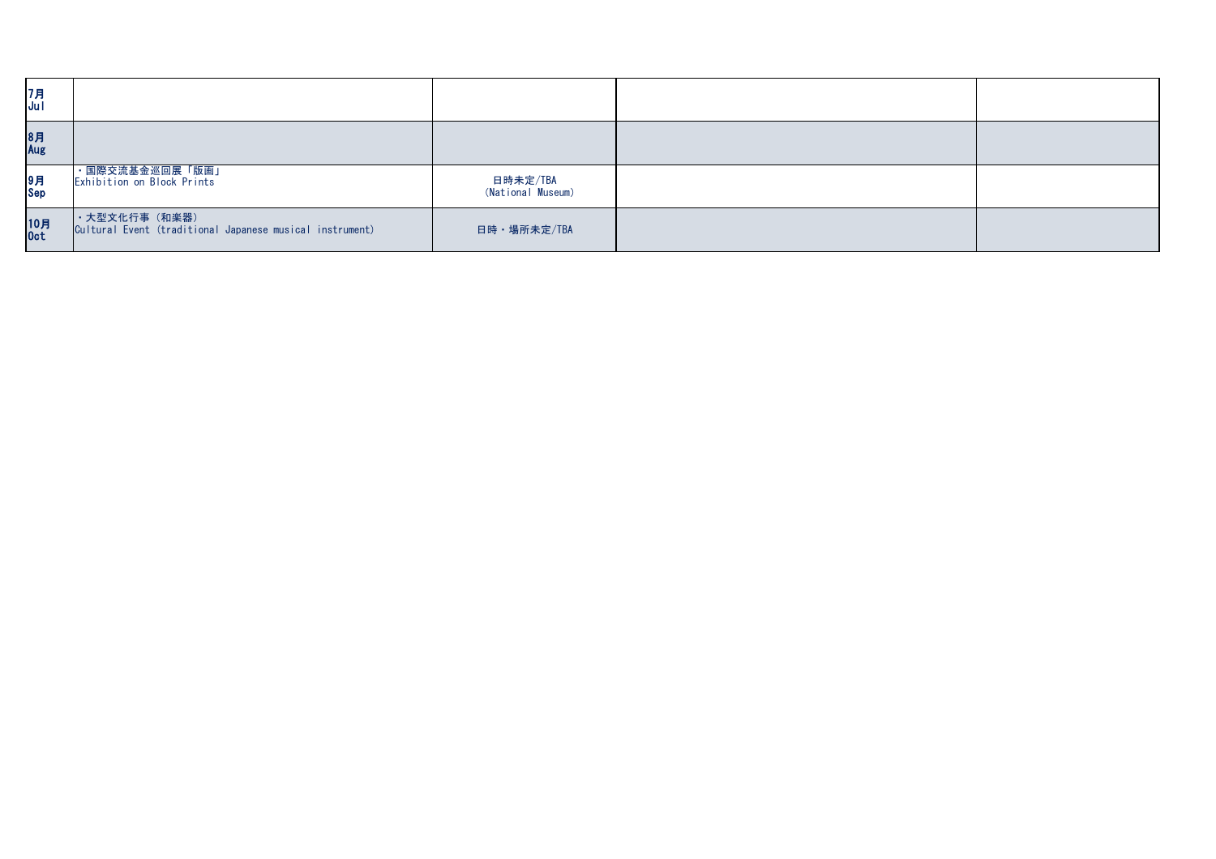| | | | | |
|---|---|---|---|---|
| 7月<br>Jul | | | | |
| 8月<br>Aug | | | | |
| 9月<br>Sep | ・国際交流基金巡回展「版画」<br>Exhibition on Block Prints | 日時未定/TBA<br>(National Museum) | | |
| 10月<br>Oct | ・大型文化行事（和楽器）<br>Cultural Event (traditional Japanese musical instrument) | 日時・場所未定/TBA | | |